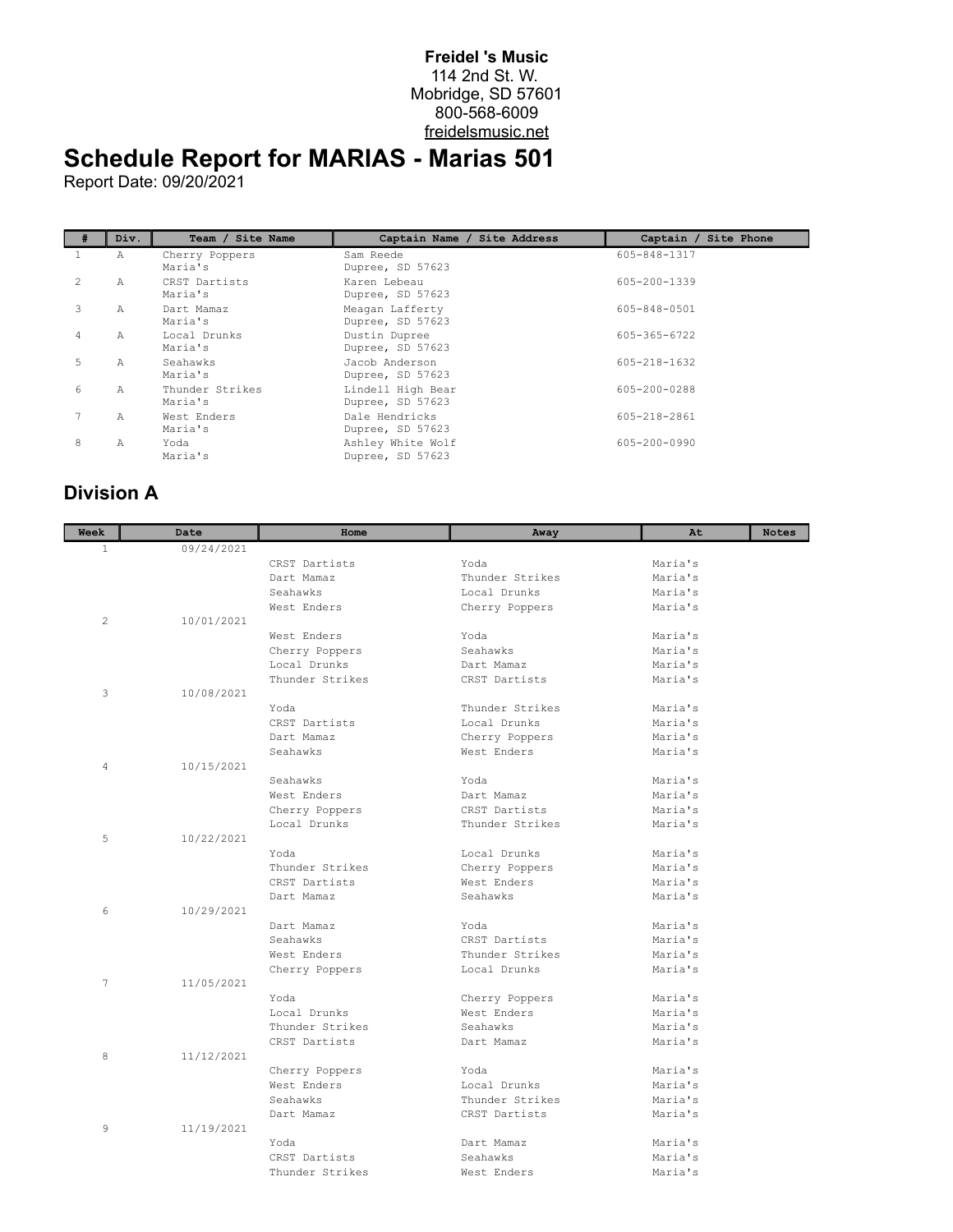**Freidel 's Music**
114 2nd St. W.
Mobridge, SD 57601
800-568-6009
freidelsmusic.net

# Schedule Report for MARIAS - Marias 501

Report Date: 09/20/2021

| # | Div. | Team / Site Name | Captain Name / Site Address | Captain / Site Phone |
|---|---|---|---|---|
| 1 | A | Cherry Poppers<br>Maria's | Sam Reede<br>Dupree, SD 57623 | 605-848-1317 |
| 2 | A | CRST Dartists<br>Maria's | Karen Lebeau<br>Dupree, SD 57623 | 605-200-1339 |
| 3 | A | Dart Mamaz<br>Maria's | Meagan Lafferty<br>Dupree, SD 57623 | 605-848-0501 |
| 4 | A | Local Drunks<br>Maria's | Dustin Dupree<br>Dupree, SD 57623 | 605-365-6722 |
| 5 | A | Seahawks<br>Maria's | Jacob Anderson<br>Dupree, SD 57623 | 605-218-1632 |
| 6 | A | Thunder Strikes<br>Maria's | Lindell High Bear<br>Dupree, SD 57623 | 605-200-0288 |
| 7 | A | West Enders<br>Maria's | Dale Hendricks<br>Dupree, SD 57623 | 605-218-2861 |
| 8 | A | Yoda<br>Maria's | Ashley White Wolf<br>Dupree, SD 57623 | 605-200-0990 |

## Division A

| Week | Date | Home | Away | At | Notes |
|---|---|---|---|---|---|
| 1 | 09/24/2021 | | | | |
| | | CRST Dartists | Yoda | Maria's | |
| | | Dart Mamaz | Thunder Strikes | Maria's | |
| | | Seahawks | Local Drunks | Maria's | |
| | | West Enders | Cherry Poppers | Maria's | |
| 2 | 10/01/2021 | | | | |
| | | West Enders | Yoda | Maria's | |
| | | Cherry Poppers | Seahawks | Maria's | |
| | | Local Drunks | Dart Mamaz | Maria's | |
| | | Thunder Strikes | CRST Dartists | Maria's | |
| 3 | 10/08/2021 | | | | |
| | | Yoda | Thunder Strikes | Maria's | |
| | | CRST Dartists | Local Drunks | Maria's | |
| | | Dart Mamaz | Cherry Poppers | Maria's | |
| | | Seahawks | West Enders | Maria's | |
| 4 | 10/15/2021 | | | | |
| | | Seahawks | Yoda | Maria's | |
| | | West Enders | Dart Mamaz | Maria's | |
| | | Cherry Poppers | CRST Dartists | Maria's | |
| | | Local Drunks | Thunder Strikes | Maria's | |
| 5 | 10/22/2021 | | | | |
| | | Yoda | Local Drunks | Maria's | |
| | | Thunder Strikes | Cherry Poppers | Maria's | |
| | | CRST Dartists | West Enders | Maria's | |
| | | Dart Mamaz | Seahawks | Maria's | |
| 6 | 10/29/2021 | | | | |
| | | Dart Mamaz | Yoda | Maria's | |
| | | Seahawks | CRST Dartists | Maria's | |
| | | West Enders | Thunder Strikes | Maria's | |
| | | Cherry Poppers | Local Drunks | Maria's | |
| 7 | 11/05/2021 | | | | |
| | | Yoda | Cherry Poppers | Maria's | |
| | | Local Drunks | West Enders | Maria's | |
| | | Thunder Strikes | Seahawks | Maria's | |
| | | CRST Dartists | Dart Mamaz | Maria's | |
| 8 | 11/12/2021 | | | | |
| | | Cherry Poppers | Yoda | Maria's | |
| | | West Enders | Local Drunks | Maria's | |
| | | Seahawks | Thunder Strikes | Maria's | |
| | | Dart Mamaz | CRST Dartists | Maria's | |
| 9 | 11/19/2021 | | | | |
| | | Yoda | Dart Mamaz | Maria's | |
| | | CRST Dartists | Seahawks | Maria's | |
| | | Thunder Strikes | West Enders | Maria's | |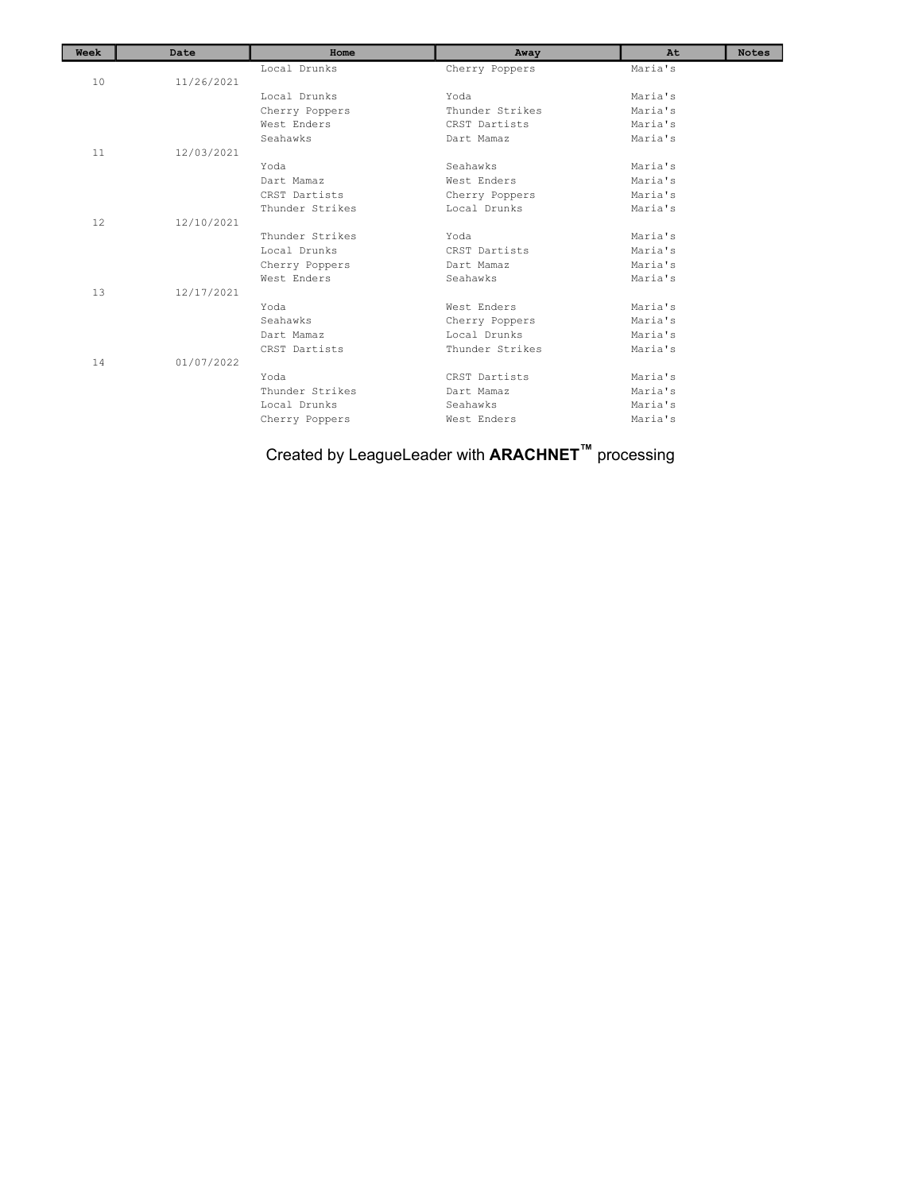| Week | Date | Home | Away | At | Notes |
|---|---|---|---|---|---|
| | | Local Drunks | Cherry Poppers | Maria's | |
| 10 | 11/26/2021 | | | | |
| | | Local Drunks | Yoda | Maria's | |
| | | Cherry Poppers | Thunder Strikes | Maria's | |
| | | West Enders | CRST Dartists | Maria's | |
| | | Seahawks | Dart Mamaz | Maria's | |
| 11 | 12/03/2021 | | | | |
| | | Yoda | Seahawks | Maria's | |
| | | Dart Mamaz | West Enders | Maria's | |
| | | CRST Dartists | Cherry Poppers | Maria's | |
| | | Thunder Strikes | Local Drunks | Maria's | |
| 12 | 12/10/2021 | | | | |
| | | Thunder Strikes | Yoda | Maria's | |
| | | Local Drunks | CRST Dartists | Maria's | |
| | | Cherry Poppers | Dart Mamaz | Maria's | |
| | | West Enders | Seahawks | Maria's | |
| 13 | 12/17/2021 | | | | |
| | | Yoda | West Enders | Maria's | |
| | | Seahawks | Cherry Poppers | Maria's | |
| | | Dart Mamaz | Local Drunks | Maria's | |
| | | CRST Dartists | Thunder Strikes | Maria's | |
| 14 | 01/07/2022 | | | | |
| | | Yoda | CRST Dartists | Maria's | |
| | | Thunder Strikes | Dart Mamaz | Maria's | |
| | | Local Drunks | Seahawks | Maria's | |
| | | Cherry Poppers | West Enders | Maria's | |

Created by LeagueLeader with **ARACHNET™** processing